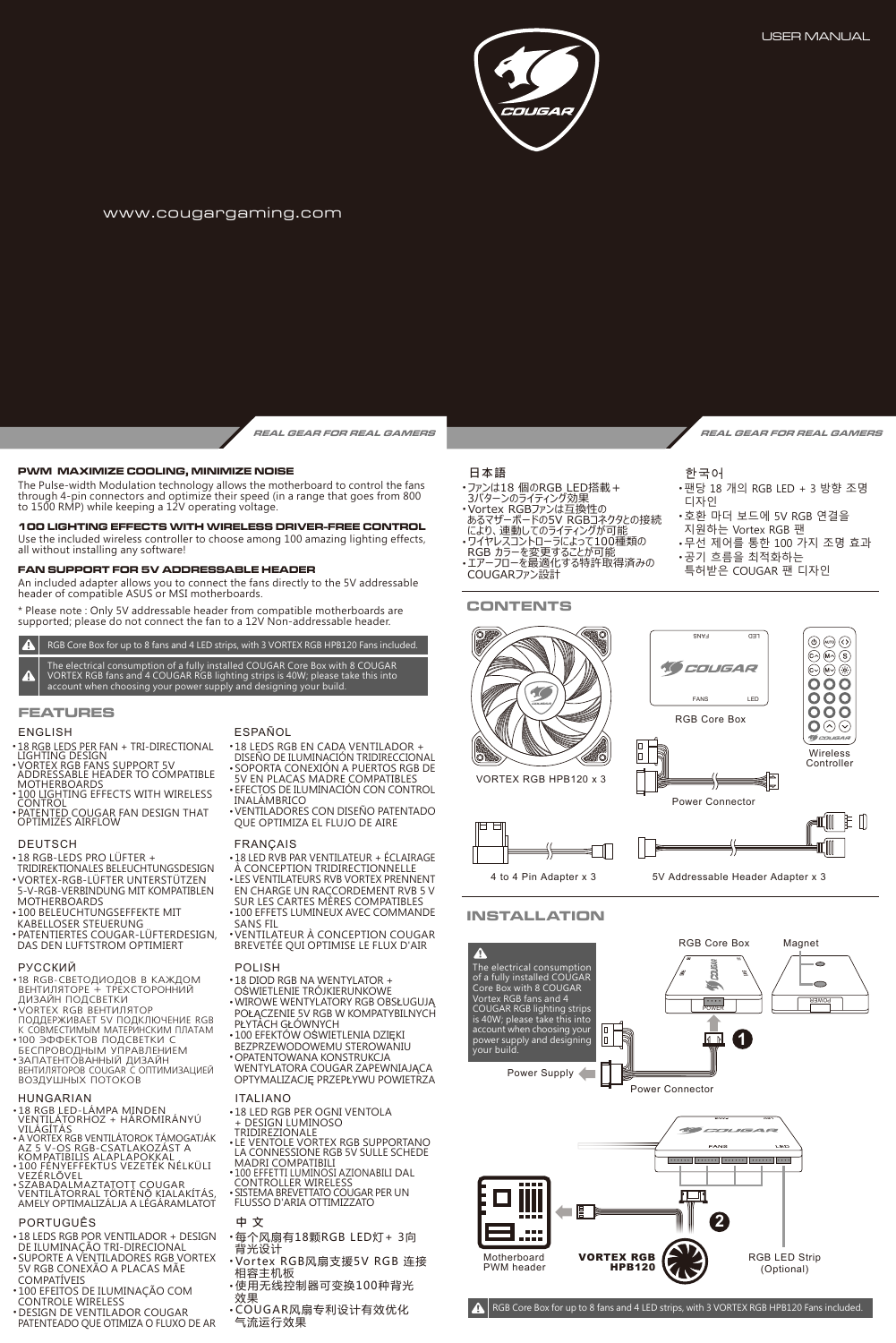USER MANUAL

www.cougargaming.com

REAL GEAR FOR REAL GAMERS

## PWM MAXIMIZE COOLING, MINIMIZE NOISE

The Pulse-width Modulation technology allows the motherboard to control the fans through 4-pin connectors and optimize their speed (in a range that goes from 800 to 1500 RMP) while keeping a 12V operating voltage.

## 100 LIGHTING EFFECTS WITH WIRELESS DRIVER-FREE CONTROL

Use the included wireless controller to choose among 100 amazing lighting effects, all without installing any software!

## FAN SUPPORT FOR 5V ADDRESSABLE HEADER

An included adapter allows you to connect the fans directly to the 5V addressable header of compatible ASUS or MSI motherboards.

* Please note : Only 5V addressable header from compatible motherboards are supported; please do not connect the fan to a 12V Non-addressable header.

⚠ RGB Core Box for up to 8 fans and 4 LED strips, with 3 VORTEX RGB HPB120 Fans included.

⚠ The electrical consumption of a fully installed COUGAR Core Box with 8 COUGAR VORTEX RGB fans and 4 COUGAR RGB lighting strips is 40W; please take this into account when choosing your power supply and designing your build.

## FEATURES

### ENGLISH
- 18 RGB LEDS PER FAN + TRI-DIRECTIONAL LIGHTING DESIGN
- VORTEX RGB FANS SUPPORT 5V ADDRESSABLE HEADER TO COMPATIBLE MOTHERBOARDS
- 100 LIGHTING EFFECTS WITH WIRELESS CONTROL
- PATENTED COUGAR FAN DESIGN THAT OPTIMIZES AIRFLOW

### DEUTSCH
- 18 RGB-LEDS PRO LÜFTER + TRIDIREKTIONALES BELEUCHTUNGSDESIGN
- VORTEX-RGB-LÜFTER UNTERSTÜTZEN 5-V-RGB-VERBINDUNG MIT KOMPATIBLEN MOTHERBOARDS
- 100 BELEUCHTUNGSEFFEKTE MIT KABELLOSER STEUERUNG
- PATENTIERTES COUGAR-LÜFTERDESIGN, DAS DEN LUFTSTROM OPTIMIERT

### РУССКИЙ
- 18 RGB-СВЕТОДИОДОВ В КАЖДОМ ВЕНТИЛЯТОРЕ + ТРЕХСТОРОННИЙ ДИЗАЙН ПОДСВЕТКИ
- VORTEX RGB ВЕНТИЛЯТОР ПОДДЕРЖИВАЕТ 5V ПОДКЛЮЧЕНИЕ RGB К СОВМЕСТИМЫМ МАТЕРИНСКИМ ПЛАТАМ
- 100 ЭФФЕКТОВ ПОДСВЕТКИ С БЕСПРОВОДНЫМ УПРАВЛЕНИЕМ
- ЗАПАТЕНТОВАННЫЙ ДИЗАЙН ВЕНТИЛЯТОРОВ COUGAR С ОПТИМИЗАЦИЕЙ ВОЗДУШНЫХ ПОТОКОВ

### HUNGARIAN
- 18 RGB LED-LÁMPA MINDEN VENTILÁTORHOZ + HÁROMIRÁNYÚ VILÁGÍTÁS
- A VORTEX RGB VENTILÁTOROK TÁMOGATJÁK AZ 5 V-OS RGB-CSATLAKOZÁST A KOMPATIBILIS ALAPLAPOKKAL
- 100 FÉNYEFFEKTUS VEZETÉK NÉLKÜLI VEZÉRLŐVEL
- SZABADALMAZTATOTT COUGAR VENTILÁTORRAL TÖRTÉNŐ KIALAKÍTÁS, AMELY OPTIMALIZÁLJA A LÉGÁRAMLATOT

### PORTUGUÊS
- 18 LEDS RGB POR VENTILADOR + DESIGN DE ILUMINAÇÃO TRI-DIRECIONAL
- SUPORTE A VENTILADORES RGB VORTEX 5V RGB CONEXÃO A PLACAS MÃE COMPATÍVEIS
- 100 EFEITOS DE ILUMINAÇÃO COM CONTROLE WIRELESS
- DESIGN DE VENTILADOR COUGAR PATENTEADO QUE OTIMIZA O FLUXO DE AR

### ESPAÑOL
- 18 LEDS RGB EN CADA VENTILADOR + DISEÑO DE ILUMINACIÓN TRIDIRECCIONAL
- SOPORTA CONEXIÓN A PUERTOS RGB DE 5V EN PLACAS MADRE COMPATIBLES
- EFECTOS DE ILUMINACIÓN CON CONTROL INALÁMBRICO
- VENTILADORES CON DISEÑO PATENTADO QUE OPTIMIZA EL FLUJO DE AIRE

### FRANÇAIS
- 18 LED RVB PAR VENTILATEUR + ÉCLAIRAGE À CONCEPTION TRIDIRECTIONNELLE
- LES VENTILATEURS RVB VORTEX PRENNENT EN CHARGE UN RACCORDEMENT RVB 5 V SUR LES CARTES MÈRES COMPATIBLES
- 100 EFFETS LUMINEUX AVEC COMMANDE SANS FIL
- VENTILATEUR À CONCEPTION COUGAR BREVETÉE QUI OPTIMISE LE FLUX D'AIR

### POLISH
- 18 DIOD RGB NA WENTYLATOR + OŚWIETLENIE TRÓJKIERUNKOWE
- WIROWE WENTYLATORY RGB OBSŁUGUJĄ POŁĄCZENIE 5V RGB W KOMPATYBILNYCH PŁYTACH GŁÓWNYCH
- 100 EFEKTÓW OŚWIETLENIA DZIĘKI BEZPRZEWODOWEMU STEROWANIU
- OPATENTOWANA KONSTRUKCJA WENTYLATORA COUGAR ZAPEWNIAJĄCA OPTYMALIZACJĘ PRZEPŁYWU POWIETRZA

### ITALIANO
- 18 LED RGB PER OGNI VENTOLA + DESIGN LUMINOSO TRIDIREZIONALE
- LE VENTOLE VORTEX RGB SUPPORTANO LA CONNESSIONE RGB 5V SULLE SCHEDE MADRI COMPATIBILI
- 100 EFFETTI LUMINOSI AZIONABILI DAL CONTROLLER WIRELESS
- SISTEMA BREVETTATO COUGAR PER UN FLUSSO D'ARIA OTTIMIZZATO

### 中 文
- 每个风扇有18颗RGB LED灯+ 3向背光设计
- Vortex RGB风扇支援5V RGB 连接相容主机板
- 使用无线控制器可变换100种背光效果
- COUGAR风扇专利设计有效优化气流运行效果

### 日本語
- ファンは18 個のRGB LED搭載 + 3パターンのライティング効果
- Vortex RGBファンは互換性のあるマザーボードの5V RGBコネクタとの接続により、連動してのライティングが可能
- ワイヤレスコントローラによって100種類のRGB カラーを変更することが可能
- エアーフローを最適化する特許取得済みのCOUGARファン設計

### 한국어
- 팬당 18 개의 RGB LED + 3 방향 조명 디자인
- 호환 마더 보드에 5V RGB 연결을 지원하는 Vortex RGB 팬
- 무선 제어를 통한 100 가지 조명 효과
- 공기 흐름을 최적화하는 특허받은 COUGAR 팬 디자인

## CONTENTS

- VORTEX RGB HPB120 x 3
- RGB Core Box
- Wireless Controller
- Power Connector
- 4 to 4 Pin Adapter x 3
- 5V Addressable Header Adapter x 3

## INSTALLATION

⚠ The electrical consumption of a fully installed COUGAR Core Box with 8 COUGAR Vortex RGB fans and 4 COUGAR RGB lighting strips is 40W; please take this into account when choosing your power supply and designing your build.

RGB Core Box | Magnet | Power Supply | Power Connector | 1

Motherboard PWM header | VORTEX RGB HPB120 | RGB LED Strip (Optional) | 2

⚠ RGB Core Box for up to 8 fans and 4 LED strips, with 3 VORTEX RGB HPB120 Fans included.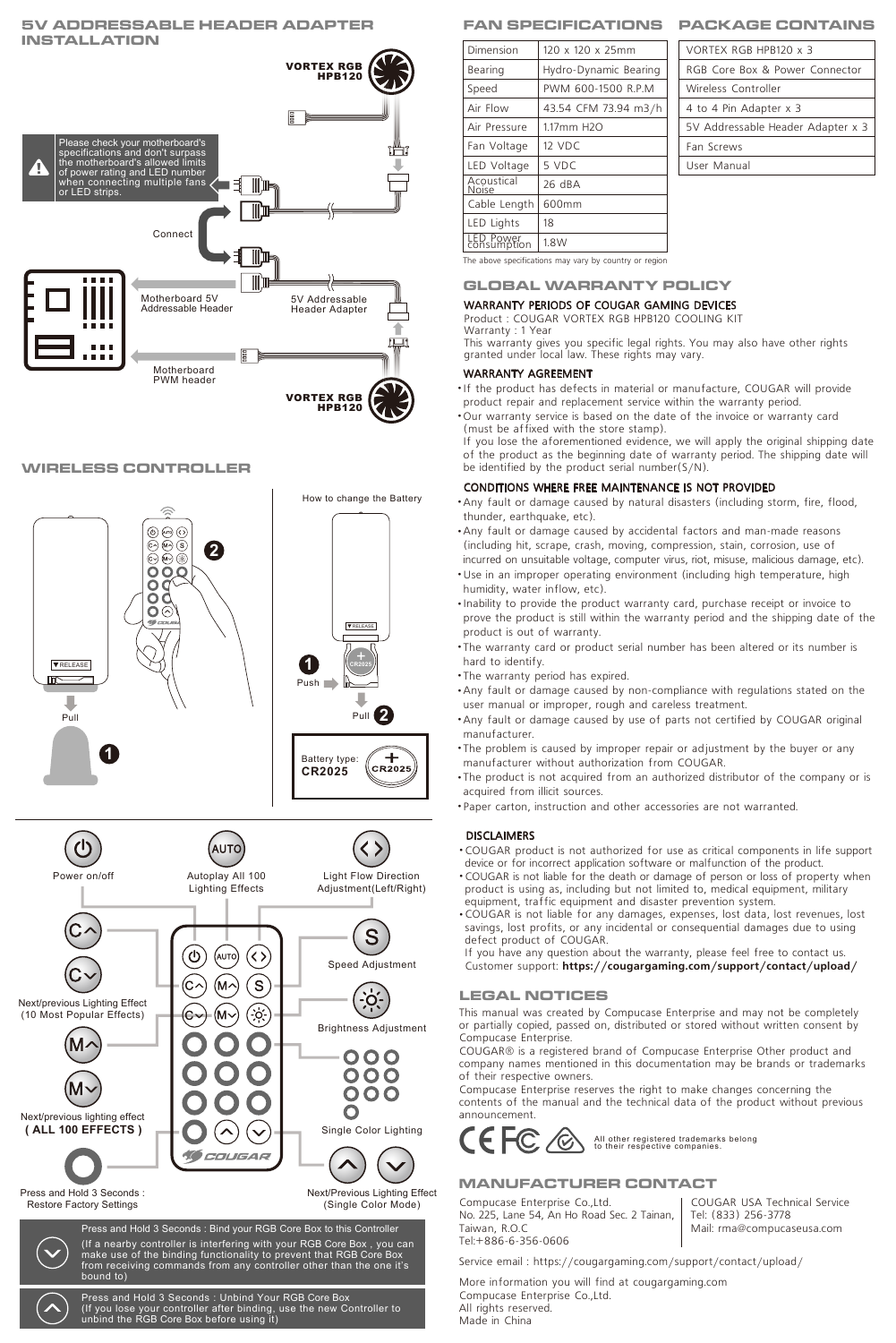## 5V ADDRESSABLE HEADER ADAPTER INSTALLATION

VORTEX RGB HPB120

Please check your motherboard's specifications and don't surpass the motherboard's allowed limits of power rating and LED number when connecting multiple fans or LED strips.

Connect

Motherboard 5V Addressable Header

5V Addressable Header Adapter

Motherboard PWM header

VORTEX RGB HPB120

## WIRELESS CONTROLLER

RELEASE

Pull

1

2

How to change the Battery

RELEASE

1 Push

Pull 2

Battery type: CR2025

Power on/off

Autoplay All 100 Lighting Effects

Light Flow Direction Adjustment(Left/Right)

Speed Adjustment

Next/previous Lighting Effect (10 Most Popular Effects)

Brightness Adjustment

Next/previous lighting effect **( ALL 100 EFFECTS )**

Single Color Lighting

Press and Hold 3 Seconds : Restore Factory Settings

Next/Previous Lighting Effect (Single Color Mode)

Press and Hold 3 Seconds : Bind your RGB Core Box to this Controller
(If a nearby controller is interfering with your RGB Core Box , you can make use of the binding functionality to prevent that RGB Core Box from receiving commands from any controller other than the one it's bound to)

Press and Hold 3 Seconds : Unbind Your RGB Core Box
(If you lose your controller after binding, use the new Controller to unbind the RGB Core Box before using it)

## FAN SPECIFICATIONS

| | |
|---|---|
| Dimension | 120 x 120 x 25mm |
| Bearing | Hydro-Dynamic Bearing |
| Speed | PWM 600-1500 R.P.M |
| Air Flow | 43.54 CFM 73.94 m3/h |
| Air Pressure | 1.17mm H2O |
| Fan Voltage | 12 VDC |
| LED Voltage | 5 VDC |
| Acoustical Noise | 26 dBA |
| Cable Length | 600mm |
| LED Lights | 18 |
| LED Power consumption | 1.8W |

The above specifications may vary by country or region

## PACKAGE CONTAINS

| |
|---|
| VORTEX RGB HPB120 x 3 |
| RGB Core Box & Power Connector |
| Wireless Controller |
| 4 to 4 Pin Adapter x 3 |
| 5V Addressable Header Adapter x 3 |
| Fan Screws |
| User Manual |

## GLOBAL WARRANTY POLICY

### WARRANTY PERIODS OF COUGAR GAMING DEVICES

Product : COUGAR VORTEX RGB HPB120 COOLING KIT
Warranty : 1 Year
This warranty gives you specific legal rights. You may also have other rights granted under local law. These rights may vary.

### WARRANTY AGREEMENT

- If the product has defects in material or manufacture, COUGAR will provide product repair and replacement service within the warranty period.
- Our warranty service is based on the date of the invoice or warranty card (must be affixed with the store stamp).
  If you lose the aforementioned evidence, we will apply the original shipping date of the product as the beginning date of warranty period. The shipping date will be identified by the product serial number(S/N).

### CONDITIONS WHERE FREE MAINTENANCE IS NOT PROVIDED

- Any fault or damage caused by natural disasters (including storm, fire, flood, thunder, earthquake, etc).
- Any fault or damage caused by accidental factors and man-made reasons (including hit, scrape, crash, moving, compression, stain, corrosion, use of incurred on unsuitable voltage, computer virus, riot, misuse, malicious damage, etc).
- Use in an improper operating environment (including high temperature, high humidity, water inflow, etc).
- Inability to provide the product warranty card, purchase receipt or invoice to prove the product is still within the warranty period and the shipping date of the product is out of warranty.
- The warranty card or product serial number has been altered or its number is hard to identify.
- The warranty period has expired.
- Any fault or damage caused by non-compliance with regulations stated on the user manual or improper, rough and careless treatment.
- Any fault or damage caused by use of parts not certified by COUGAR original manufacturer.
- The problem is caused by improper repair or adjustment by the buyer or any manufacturer without authorization from COUGAR.
- The product is not acquired from an authorized distributor of the company or is acquired from illicit sources.
- Paper carton, instruction and other accessories are not warranted.

### DISCLAIMERS

- COUGAR product is not authorized for use as critical components in life support device or for incorrect application software or malfunction of the product.
- COUGAR is not liable for the death or damage of person or loss of property when product is using as, including but not limited to, medical equipment, military equipment, traffic equipment and disaster prevention system.
- COUGAR is not liable for any damages, expenses, lost data, lost revenues, lost savings, lost profits, or any incidental or consequential damages due to using defect product of COUGAR.
  If you have any question about the warranty, please feel free to contact us.
  Customer support: **https://cougargaming.com/support/contact/upload/**

## LEGAL NOTICES

This manual was created by Compucase Enterprise and may not be completely or partially copied, passed on, distributed or stored without written consent by Compucase Enterprise.
COUGAR® is a registered brand of Compucase Enterprise Other product and company names mentioned in this documentation may be brands or trademarks of their respective owners.
Compucase Enterprise reserves the right to make changes concerning the contents of the manual and the technical data of the product without previous announcement.

All other registered trademarks belong to their respective companies.

## MANUFACTURER CONTACT

Compucase Enterprise Co.,Ltd.
No. 225, Lane 54, An Ho Road Sec. 2 Tainan, Taiwan, R.O.C
Tel:+886-6-356-0606

COUGAR USA Technical Service
Tel: (833) 256-3778
Mail: rma@compucaseusa.com

Service email : https://cougargaming.com/support/contact/upload/

More information you will find at cougargaming.com
Compucase Enterprise Co.,Ltd.
All rights reserved.
Made in China